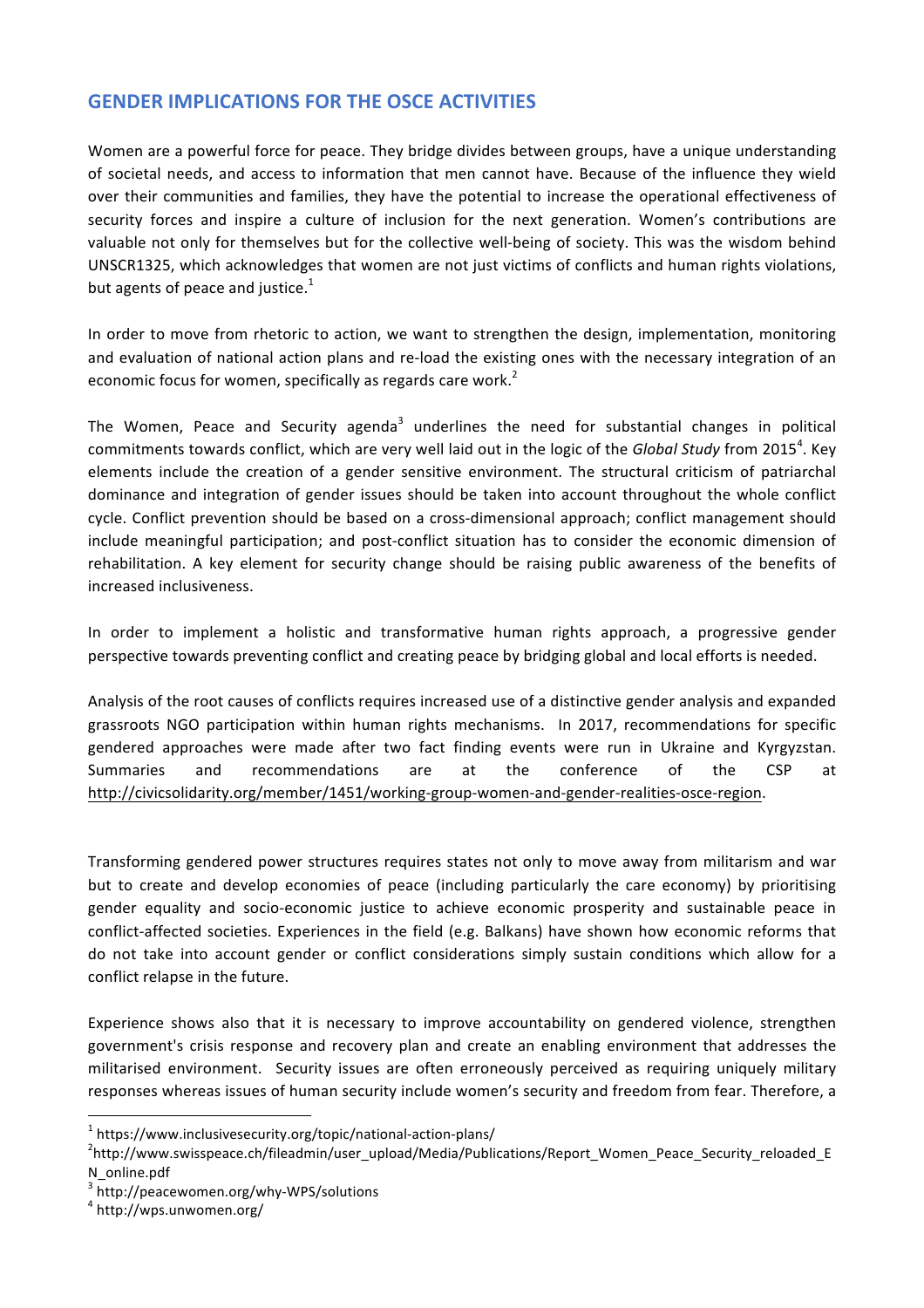## GENDER IMPLICATIONS FOR THE OSCE ACTIVITIES

Women are a powerful force for peace. They bridge divides between groups, have a unique understanding of societal needs, and access to information that men cannot have. Because of the influence they wield over their communities and families, they have the potential to increase the operational effectiveness of security forces and inspire a culture of inclusion for the next generation. Women's contributions are valuable not only for themselves but for the collective well-being of society. This was the wisdom behind UNSCR1325, which acknowledges that women are not just victims of conflicts and human rights violations, but agents of peace and justice.[1]

In order to move from rhetoric to action, we want to strengthen the design, implementation, monitoring and evaluation of national action plans and re-load the existing ones with the necessary integration of an economic focus for women, specifically as regards care work.[2]

The Women, Peace and Security agenda[3] underlines the need for substantial changes in political commitments towards conflict, which are very well laid out in the logic of the *Global Study* from 2015[4]. Key elements include the creation of a gender sensitive environment. The structural criticism of patriarchal dominance and integration of gender issues should be taken into account throughout the whole conflict cycle. Conflict prevention should be based on a cross-dimensional approach; conflict management should include meaningful participation; and post-conflict situation has to consider the economic dimension of rehabilitation. A key element for security change should be raising public awareness of the benefits of increased inclusiveness.

In order to implement a holistic and transformative human rights approach, a progressive gender perspective towards preventing conflict and creating peace by bridging global and local efforts is needed.

Analysis of the root causes of conflicts requires increased use of a distinctive gender analysis and expanded grassroots NGO participation within human rights mechanisms. In 2017, recommendations for specific gendered approaches were made after two fact finding events were run in Ukraine and Kyrgyzstan. Summaries and recommendations are at the conference of the CSP at http://civicsolidarity.org/member/1451/working-group-women-and-gender-realities-osce-region.

Transforming gendered power structures requires states not only to move away from militarism and war but to create and develop economies of peace (including particularly the care economy) by prioritising gender equality and socio-economic justice to achieve economic prosperity and sustainable peace in conflict-affected societies. Experiences in the field (e.g. Balkans) have shown how economic reforms that do not take into account gender or conflict considerations simply sustain conditions which allow for a conflict relapse in the future.

Experience shows also that it is necessary to improve accountability on gendered violence, strengthen government's crisis response and recovery plan and create an enabling environment that addresses the militarised environment. Security issues are often erroneously perceived as requiring uniquely military responses whereas issues of human security include women's security and freedom from fear. Therefore, a

---

[1] https://www.inclusivesecurity.org/topic/national-action-plans/

[2] http://www.swisspeace.ch/fileadmin/user_upload/Media/Publications/Report_Women_Peace_Security_reloaded_EN_online.pdf

[3] http://peacewomen.org/why-WPS/solutions

[4] http://wps.unwomen.org/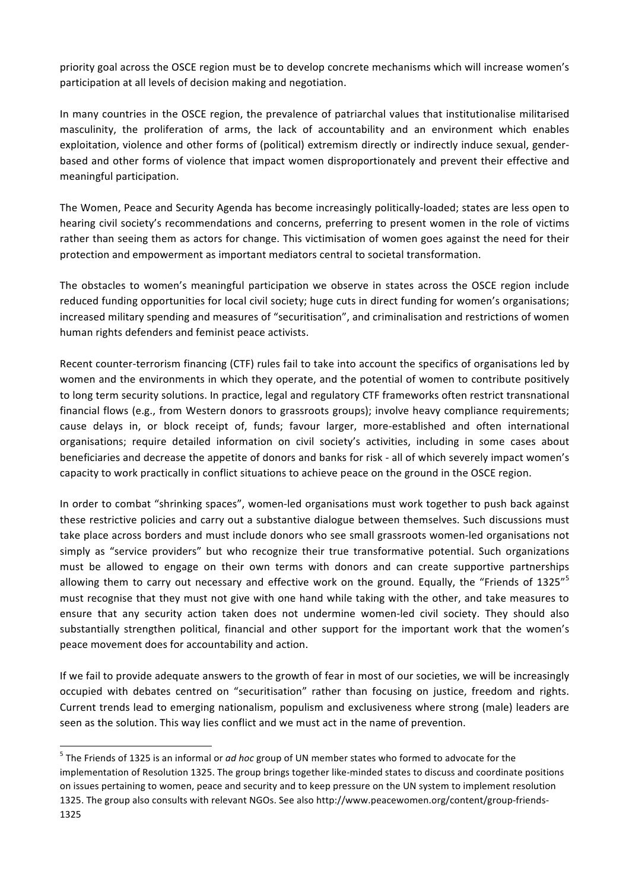priority goal across the OSCE region must be to develop concrete mechanisms which will increase women's participation at all levels of decision making and negotiation.

In many countries in the OSCE region, the prevalence of patriarchal values that institutionalise militarised masculinity, the proliferation of arms, the lack of accountability and an environment which enables exploitation, violence and other forms of (political) extremism directly or indirectly induce sexual, gender-based and other forms of violence that impact women disproportionately and prevent their effective and meaningful participation.

The Women, Peace and Security Agenda has become increasingly politically-loaded; states are less open to hearing civil society's recommendations and concerns, preferring to present women in the role of victims rather than seeing them as actors for change. This victimisation of women goes against the need for their protection and empowerment as important mediators central to societal transformation.

The obstacles to women's meaningful participation we observe in states across the OSCE region include reduced funding opportunities for local civil society; huge cuts in direct funding for women's organisations; increased military spending and measures of "securitisation", and criminalisation and restrictions of women human rights defenders and feminist peace activists.

Recent counter-terrorism financing (CTF) rules fail to take into account the specifics of organisations led by women and the environments in which they operate, and the potential of women to contribute positively to long term security solutions. In practice, legal and regulatory CTF frameworks often restrict transnational financial flows (e.g., from Western donors to grassroots groups); involve heavy compliance requirements; cause delays in, or block receipt of, funds; favour larger, more-established and often international organisations; require detailed information on civil society's activities, including in some cases about beneficiaries and decrease the appetite of donors and banks for risk - all of which severely impact women's capacity to work practically in conflict situations to achieve peace on the ground in the OSCE region.

In order to combat "shrinking spaces", women-led organisations must work together to push back against these restrictive policies and carry out a substantive dialogue between themselves. Such discussions must take place across borders and must include donors who see small grassroots women-led organisations not simply as "service providers" but who recognize their true transformative potential. Such organizations must be allowed to engage on their own terms with donors and can create supportive partnerships allowing them to carry out necessary and effective work on the ground. Equally, the "Friends of 1325"[5] must recognise that they must not give with one hand while taking with the other, and take measures to ensure that any security action taken does not undermine women-led civil society. They should also substantially strengthen political, financial and other support for the important work that the women's peace movement does for accountability and action.

If we fail to provide adequate answers to the growth of fear in most of our societies, we will be increasingly occupied with debates centred on "securitisation" rather than focusing on justice, freedom and rights. Current trends lead to emerging nationalism, populism and exclusiveness where strong (male) leaders are seen as the solution. This way lies conflict and we must act in the name of prevention.

[5] The Friends of 1325 is an informal or *ad hoc* group of UN member states who formed to advocate for the implementation of Resolution 1325. The group brings together like-minded states to discuss and coordinate positions on issues pertaining to women, peace and security and to keep pressure on the UN system to implement resolution 1325. The group also consults with relevant NGOs. See also http://www.peacewomen.org/content/group-friends-1325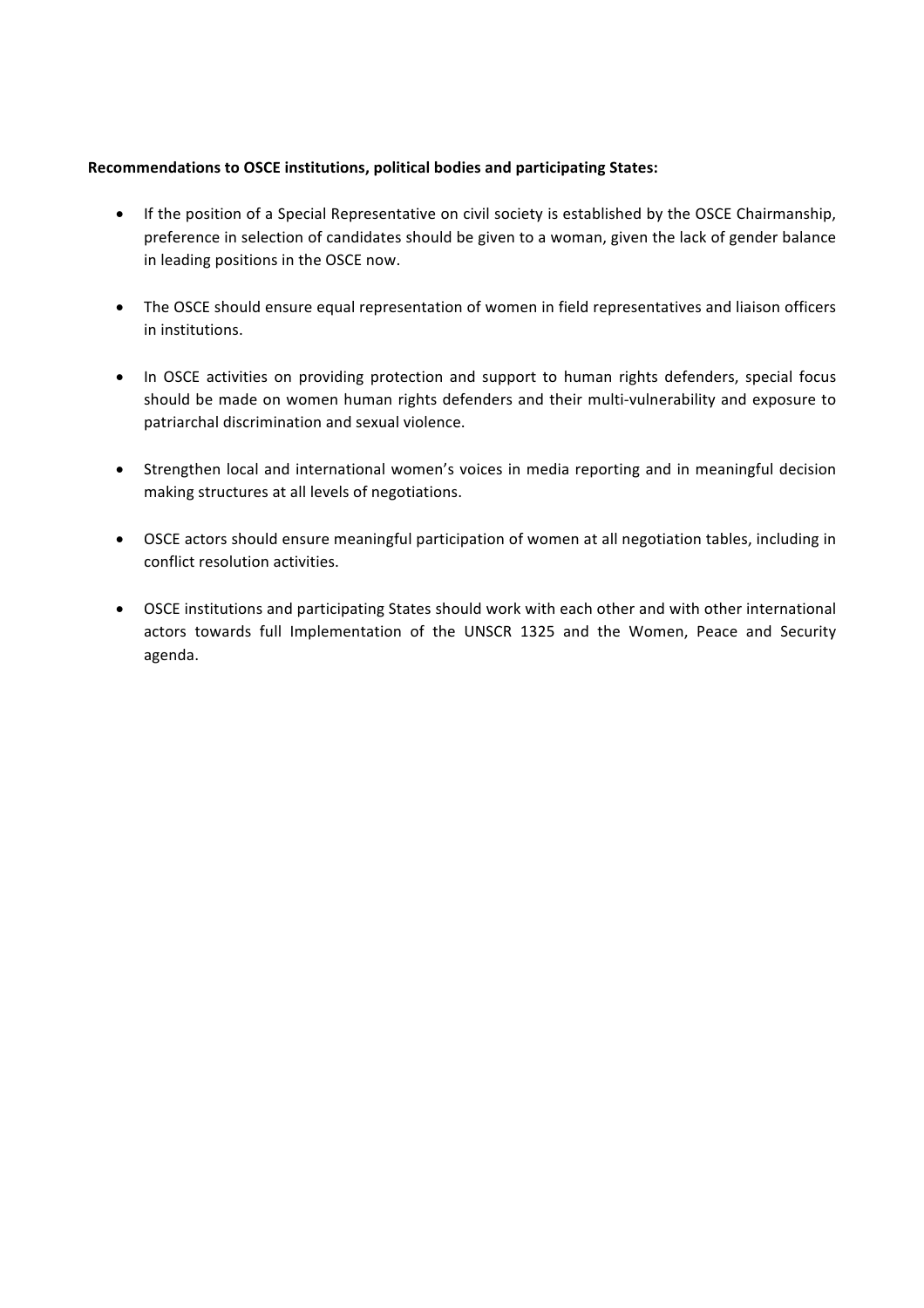**Recommendations to OSCE institutions, political bodies and participating States:**

- If the position of a Special Representative on civil society is established by the OSCE Chairmanship, preference in selection of candidates should be given to a woman, given the lack of gender balance in leading positions in the OSCE now.
- The OSCE should ensure equal representation of women in field representatives and liaison officers in institutions.
- In OSCE activities on providing protection and support to human rights defenders, special focus should be made on women human rights defenders and their multi-vulnerability and exposure to patriarchal discrimination and sexual violence.
- Strengthen local and international women's voices in media reporting and in meaningful decision making structures at all levels of negotiations.
- OSCE actors should ensure meaningful participation of women at all negotiation tables, including in conflict resolution activities.
- OSCE institutions and participating States should work with each other and with other international actors towards full Implementation of the UNSCR 1325 and the Women, Peace and Security agenda.